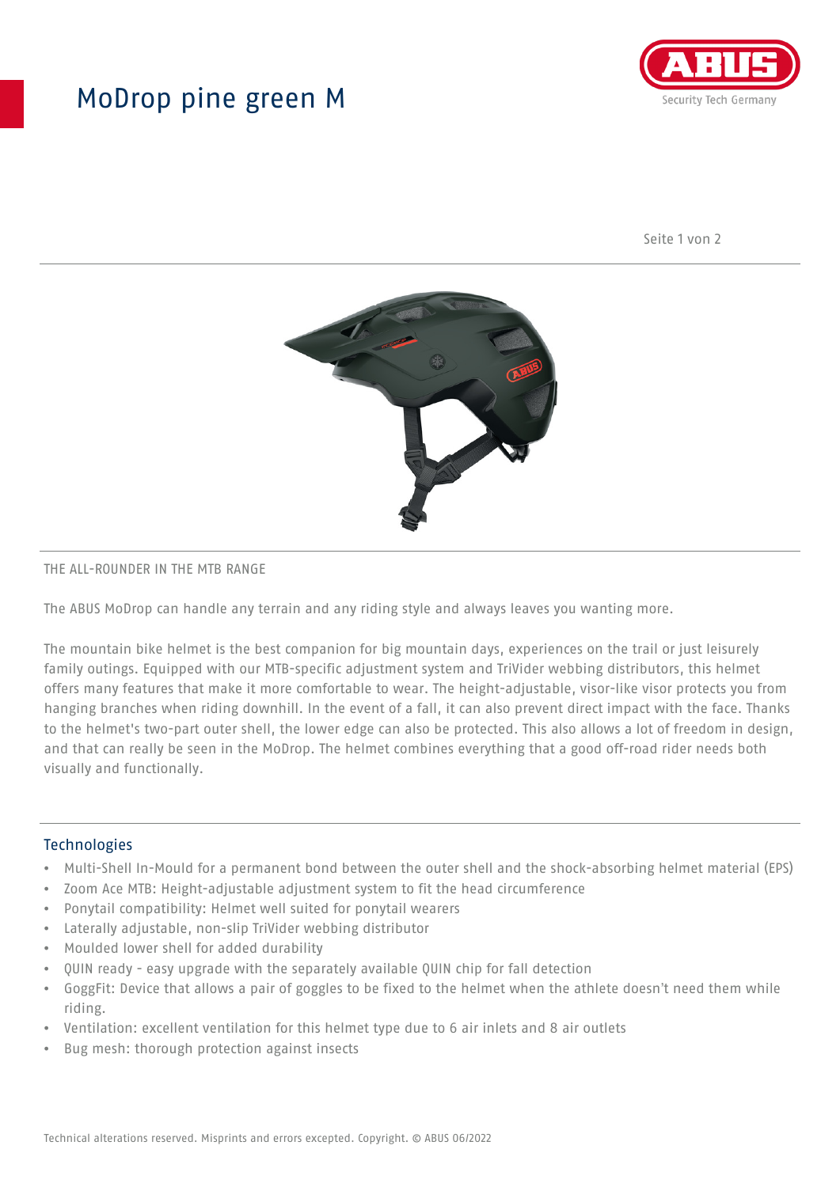# MoDrop pine green M

THE ALL-ROUNDER IN THE MTB RANGE

The ABUS MoDrop can handle any terrain and any riding style and always leaves you wanting more.

The mountain bike helmet is the best companion for big mountain days, experiences on the trail or just leisurely family outings. Equipped with our MTB-specific adjustment system and TriVider webbing distributors, this helmet offers many features that make it more comfortable to wear. The height-adjustable, visor-like visor protects you from hanging branches when riding downhill. In the event of a fall, it can also prevent direct impact with the face. Thanks to the helmet's two-part outer shell, the lower edge can also be protected. This also allows a lot of freedom in design, and that can really be seen in the MoDrop. The helmet combines everything that a good off-road rider needs both visually and functionally.

## Technologies

- Multi-Shell In-Mould for a permanent bond between the outer shell and the shock-absorbing helmet material (EPS)
- Zoom Ace MTB: Height-adjustable adjustment system to fit the head circumference
- Ponytail compatibility: Helmet well suited for ponytail wearers
- Laterally adjustable, non-slip TriVider webbing distributor
- Moulded lower shell for added durability
- QUIN ready - easy upgrade with the separately available QUIN chip for fall detection
- GoggFit: Device that allows a pair of goggles to be fixed to the helmet when the athlete doesn't need them while riding.
- Ventilation: excellent ventilation for this helmet type due to 6 air inlets and 8 air outlets
- Bug mesh: thorough protection against insects

Technical alterations reserved. Misprints and errors excepted. Copyright. © ABUS 06/2022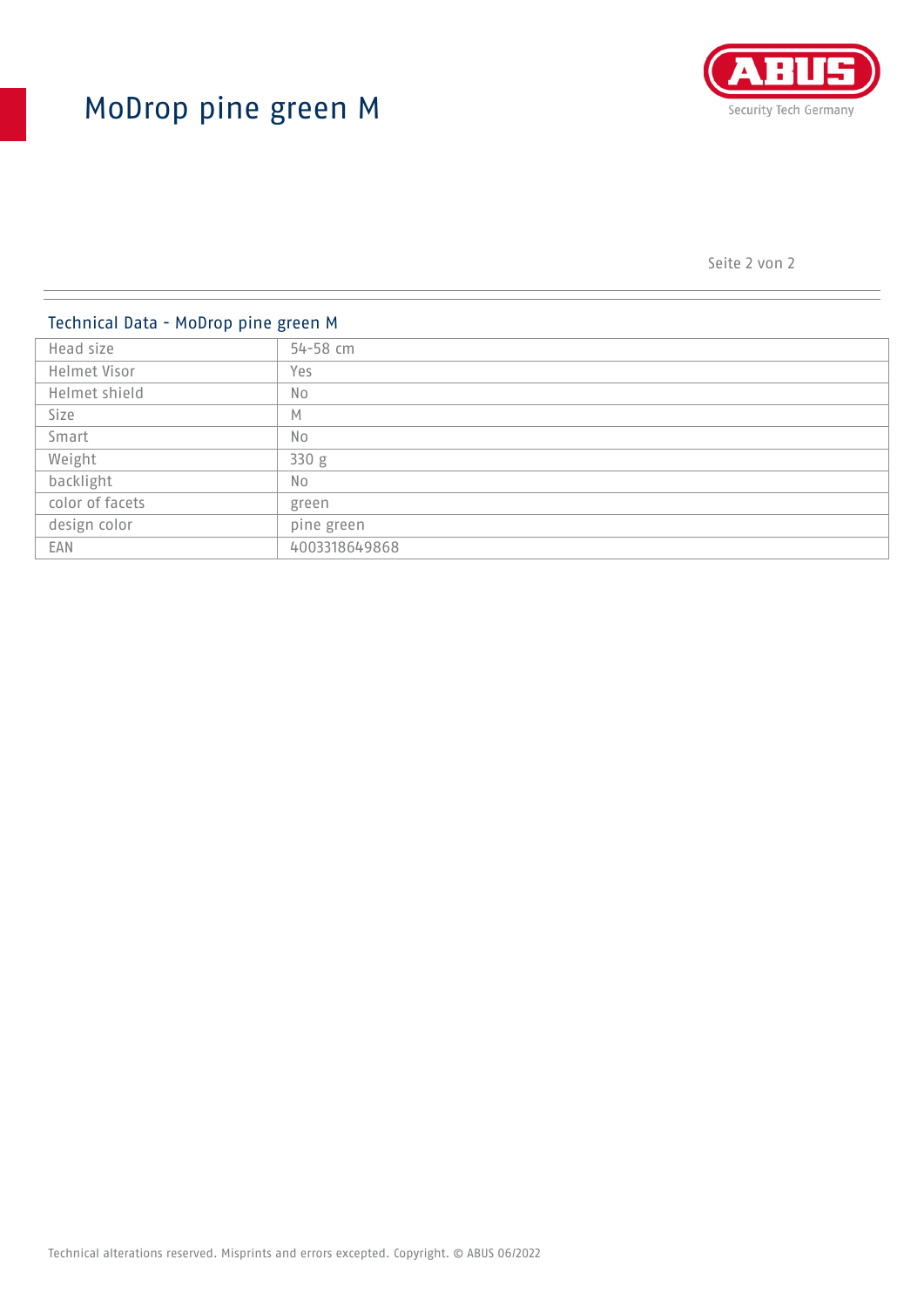# MoDrop pine green M

## Technical Data - MoDrop pine green M

| | |
|---|---|
| Head size | 54-58 cm |
| Helmet Visor | Yes |
| Helmet shield | No |
| Size | M |
| Smart | No |
| Weight | 330 g |
| backlight | No |
| color of facets | green |
| design color | pine green |
| EAN | 4003318649868 |

Technical alterations reserved. Misprints and errors excepted. Copyright. © ABUS 06/2022